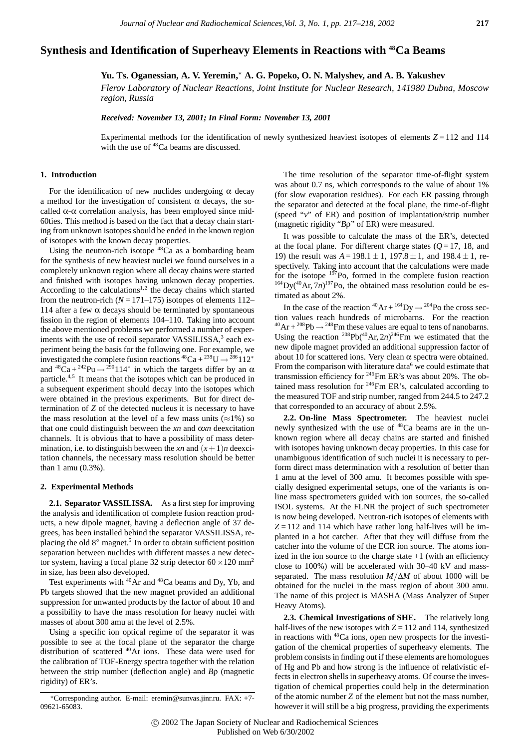# Synthesis and Identification of Superheavy Elements in Reactions with $^{48}$Ca Beams

**Yu. Ts. Oganessian, A. V. Yeremin,* A. G. Popeko, O. N. Malyshev, and A. B. Yakushev**

*Flerov Laboratory of Nuclear Reactions, Joint Institute for Nuclear Research, 141980 Dubna, Moscow region, Russia*

***Received: November 13, 2001; In Final Form: November 13, 2001***

Experimental methods for the identification of newly synthesized heaviest isotopes of elements $Z = 112$ and 114 with the use of $^{48}$Ca beams are discussed.

## 1. Introduction

For the identification of new nuclides undergoing α decay a method for the investigation of consistent α decays, the so-called α-α correlation analysis, has been employed since mid-60ties. This method is based on the fact that a decay chain starting from unknown isotopes should be ended in the known region of isotopes with the known decay properties.

Using the neutron-rich isotope $^{48}$Ca as a bombarding beam for the synthesis of new heaviest nuclei we found ourselves in a completely unknown region where all decay chains were started and finished with isotopes having unknown decay properties. According to the calculations[1,2] the decay chains which started from the neutron-rich ($N = 171$–$175$) isotopes of elements 112–114 after a few α decays should be terminated by spontaneous fission in the region of elements 104–110. Taking into account the above mentioned problems we performed a number of experiments with the use of recoil separator VASSILISSA,[3] each experiment being the basis for the following one. For example, we investigated the complete fusion reactions $^{48}\mathrm{Ca} + {}^{238}\mathrm{U} \rightarrow {}^{286}112^{*}$ and $^{48}\mathrm{Ca} + {}^{242}\mathrm{Pu} \rightarrow {}^{290}114^{*}$ in which the targets differ by an α particle.[4,5] It means that the isotopes which can be produced in a subsequent experiment should decay into the isotopes which were obtained in the previous experiments. But for direct determination of $Z$ of the detected nucleus it is necessary to have the mass resolution at the level of a few mass units (≈1%) so that one could distinguish between the $xn$ and $\alpha xn$ deexcitation channels. It is obvious that to have a possibility of mass determination, i.e. to distinguish between the $xn$ and $(x+1)n$ deexcitation channels, the necessary mass resolution should be better than 1 amu (0.3%).

## 2. Experimental Methods

**2.1. Separator VASSILISSA.** As a first step for improving the analysis and identification of complete fusion reaction products, a new dipole magnet, having a deflection angle of 37 degrees, has been installed behind the separator VASSILISSA, replacing the old 8° magnet.[5] In order to obtain sufficient position separation between nuclides with different masses a new detector system, having a focal plane 32 strip detector $60 \times 120$ mm$^2$ in size, has been also developed.

Test experiments with $^{40}$Ar and $^{48}$Ca beams and Dy, Yb, and Pb targets showed that the new magnet provided an additional suppression for unwanted products by the factor of about 10 and a possibility to have the mass resolution for heavy nuclei with masses of about 300 amu at the level of 2.5%.

Using a specific ion optical regime of the separator it was possible to see at the focal plane of the separator the charge distribution of scattered $^{40}$Ar ions. These data were used for the calibration of TOF-Energy spectra together with the relation between the strip number (deflection angle) and $B\rho$ (magnetic rigidity) of ER's.

The time resolution of the separator time-of-flight system was about 0.7 ns, which corresponds to the value of about 1% (for slow evaporation residues). For each ER passing through the separator and detected at the focal plane, the time-of-flight (speed "$v$" of ER) and position of implantation/strip number (magnetic rigidity "$B\rho$" of ER) were measured.

It was possible to calculate the mass of the ER's, detected at the focal plane. For different charge states ($Q = 17$, 18, and 19) the result was $A = 198.1 \pm 1$, $197.8 \pm 1$, and $198.4 \pm 1$, respectively. Taking into account that the calculations were made for the isotope $^{197}$Po, formed in the complete fusion reaction $^{164}\mathrm{Dy}(^{40}\mathrm{Ar}, 7n)^{197}\mathrm{Po}$, the obtained mass resolution could be estimated as about 2%.

In the case of the reaction $^{40}\mathrm{Ar} + {}^{164}\mathrm{Dy} \rightarrow {}^{204}\mathrm{Po}$ the cross section values reach hundreds of microbarns. For the reaction $^{40}\mathrm{Ar} + {}^{208}\mathrm{Pb} \rightarrow {}^{248}\mathrm{Fm}$ these values are equal to tens of nanobarns. Using the reaction $^{208}\mathrm{Pb}(^{40}\mathrm{Ar}, 2n)^{246}\mathrm{Fm}$ we estimated that the new dipole magnet provided an additional suppression factor of about 10 for scattered ions. Very clean α spectra were obtained. From the comparison with literature data[6] we could estimate that transmission efficiency for $^{246}$Fm ER's was about 20%. The obtained mass resolution for $^{246}$Fm ER's, calculated according to the measured TOF and strip number, ranged from 244.5 to 247.2 that corresponded to an accuracy of about 2.5%.

**2.2. On-line Mass Spectrometer.** The heaviest nuclei newly synthesized with the use of $^{48}$Ca beams are in the unknown region where all decay chains are started and finished with isotopes having unknown decay properties. In this case for unambiguous identification of such nuclei it is necessary to perform direct mass determination with a resolution of better than 1 amu at the level of 300 amu. It becomes possible with specially designed experimental setups, one of the variants is on-line mass spectrometers guided with ion sources, the so-called ISOL systems. At the FLNR the project of such spectrometer is now being developed. Neutron-rich isotopes of elements with $Z = 112$ and 114 which have rather long half-lives will be implanted in a hot catcher. After that they will diffuse from the catcher into the volume of the ECR ion source. The atoms ionized in the ion source to the charge state +1 (with an efficiency close to 100%) will be accelerated with 30–40 kV and mass-separated. The mass resolution $M/\Delta M$ of about 1000 will be obtained for the nuclei in the mass region of about 300 amu. The name of this project is MASHA (Mass Analyzer of Super Heavy Atoms).

**2.3. Chemical Investigations of SHE.** The relatively long half-lives of the new isotopes with $Z = 112$ and 114, synthesized in reactions with $^{48}$Ca ions, open new prospects for the investigation of the chemical properties of superheavy elements. The problem consists in finding out if these elements are homologues of Hg and Pb and how strong is the influence of relativistic effects in electron shells in superheavy atoms. Of course the investigation of chemical properties could help in the determination of the atomic number $Z$ of the element but not the mass number, however it will still be a big progress, providing the experiments

*Corresponding author. E-mail: eremin@sunvas.jinr.ru. FAX: +7-09621-65083.

© 2002 The Japan Society of Nuclear and Radiochemical Sciences
Published on Web 6/30/2002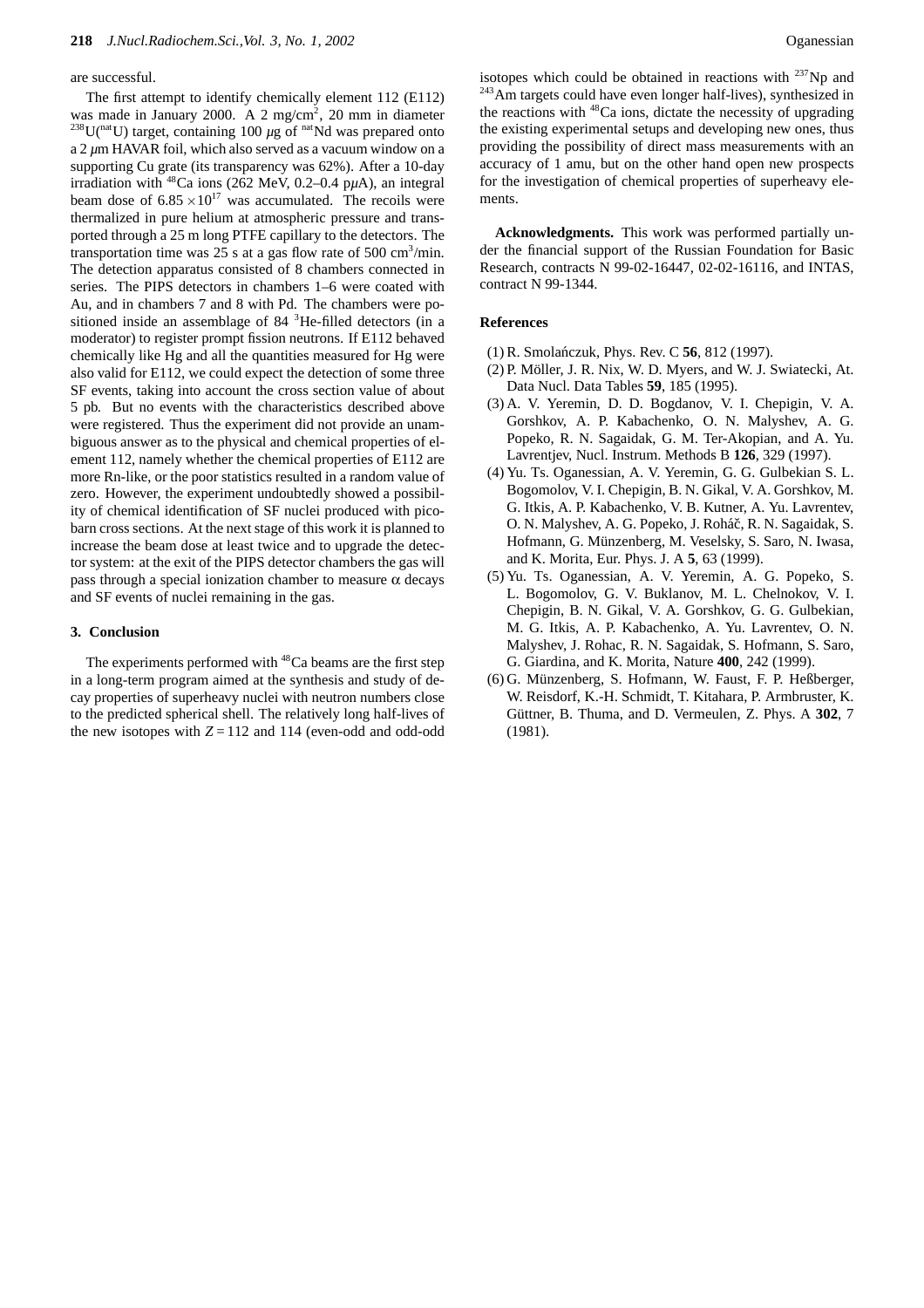are successful.

The first attempt to identify chemically element 112 (E112) was made in January 2000. A 2 mg/cm$^2$, 20 mm in diameter $^{238}$U($^{nat}$U) target, containing 100 $\mu$g of $^{nat}$Nd was prepared onto a 2 $\mu$m HAVAR foil, which also served as a vacuum window on a supporting Cu grate (its transparency was 62%). After a 10-day irradiation with $^{48}$Ca ions (262 MeV, 0.2–0.4 p$\mu$A), an integral beam dose of $6.85 \times 10^{17}$ was accumulated. The recoils were thermalized in pure helium at atmospheric pressure and transported through a 25 m long PTFE capillary to the detectors. The transportation time was 25 s at a gas flow rate of 500 cm$^3$/min. The detection apparatus consisted of 8 chambers connected in series. The PIPS detectors in chambers 1–6 were coated with Au, and in chambers 7 and 8 with Pd. The chambers were positioned inside an assemblage of 84 $^3$He-filled detectors (in a moderator) to register prompt fission neutrons. If E112 behaved chemically like Hg and all the quantities measured for Hg were also valid for E112, we could expect the detection of some three SF events, taking into account the cross section value of about 5 pb. But no events with the characteristics described above were registered. Thus the experiment did not provide an unambiguous answer as to the physical and chemical properties of element 112, namely whether the chemical properties of E112 are more Rn-like, or the poor statistics resulted in a random value of zero. However, the experiment undoubtedly showed a possibility of chemical identification of SF nuclei produced with picobarn cross sections. At the next stage of this work it is planned to increase the beam dose at least twice and to upgrade the detector system: at the exit of the PIPS detector chambers the gas will pass through a special ionization chamber to measure $\alpha$ decays and SF events of nuclei remaining in the gas.

## 3. Conclusion

The experiments performed with $^{48}$Ca beams are the first step in a long-term program aimed at the synthesis and study of decay properties of superheavy nuclei with neutron numbers close to the predicted spherical shell. The relatively long half-lives of the new isotopes with $Z = 112$ and 114 (even-odd and odd-odd isotopes which could be obtained in reactions with $^{237}$Np and $^{243}$Am targets could have even longer half-lives), synthesized in the reactions with $^{48}$Ca ions, dictate the necessity of upgrading the existing experimental setups and developing new ones, thus providing the possibility of direct mass measurements with an accuracy of 1 amu, but on the other hand open new prospects for the investigation of chemical properties of superheavy elements.

**Acknowledgments.** This work was performed partially under the financial support of the Russian Foundation for Basic Research, contracts N 99-02-16447, 02-02-16116, and INTAS, contract N 99-1344.

## References

(1) R. Smolańczuk, Phys. Rev. C **56**, 812 (1997).

(2) P. Möller, J. R. Nix, W. D. Myers, and W. J. Swiatecki, At. Data Nucl. Data Tables **59**, 185 (1995).

(3) A. V. Yeremin, D. D. Bogdanov, V. I. Chepigin, V. A. Gorshkov, A. P. Kabachenko, O. N. Malyshev, A. G. Popeko, R. N. Sagaidak, G. M. Ter-Akopian, and A. Yu. Lavrentjev, Nucl. Instrum. Methods B **126**, 329 (1997).

(4) Yu. Ts. Oganessian, A. V. Yeremin, G. G. Gulbekian S. L. Bogomolov, V. I. Chepigin, B. N. Gikal, V. A. Gorshkov, M. G. Itkis, A. P. Kabachenko, V. B. Kutner, A. Yu. Lavrentev, O. N. Malyshev, A. G. Popeko, J. Roháč, R. N. Sagaidak, S. Hofmann, G. Münzenberg, M. Veselsky, S. Saro, N. Iwasa, and K. Morita, Eur. Phys. J. A **5**, 63 (1999).

(5) Yu. Ts. Oganessian, A. V. Yeremin, A. G. Popeko, S. L. Bogomolov, G. V. Buklanov, M. L. Chelnokov, V. I. Chepigin, B. N. Gikal, V. A. Gorshkov, G. G. Gulbekian, M. G. Itkis, A. P. Kabachenko, A. Yu. Lavrentev, O. N. Malyshev, J. Rohac, R. N. Sagaidak, S. Hofmann, S. Saro, G. Giardina, and K. Morita, Nature **400**, 242 (1999).

(6) G. Münzenberg, S. Hofmann, W. Faust, F. P. Heßberger, W. Reisdorf, K.-H. Schmidt, T. Kitahara, P. Armbruster, K. Güttner, B. Thuma, and D. Vermeulen, Z. Phys. A **302**, 7 (1981).